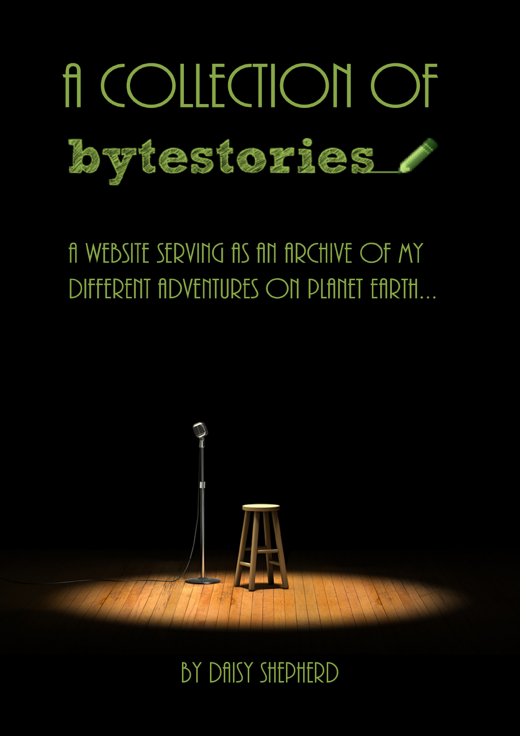# A COLLECTION OF

# bytestories

A WEBSITE SERVING AS AN ARCHIVE OF MY DIFFERENT ADVENTURES ON PLANET EARTH...

BY DAISY SHEPHERD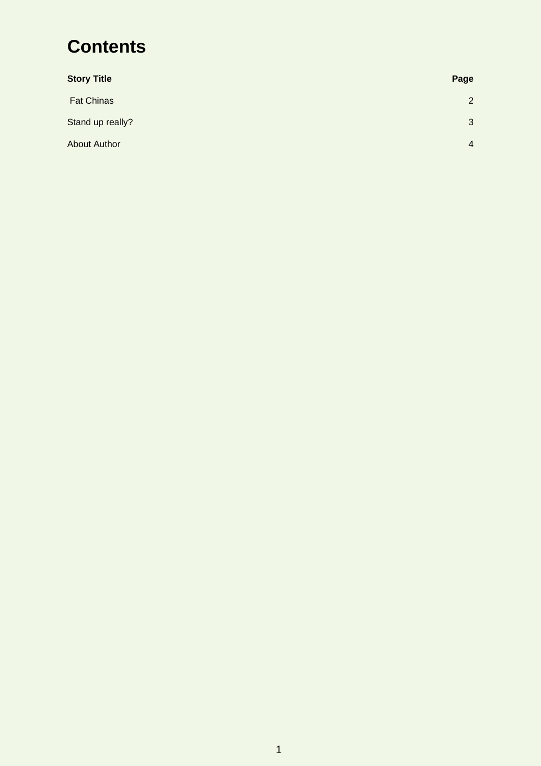# Contents

| Story Title | Page |
| --- | --- |
| Fat Chinas | 2 |
| Stand up really? | 3 |
| About Author | 4 |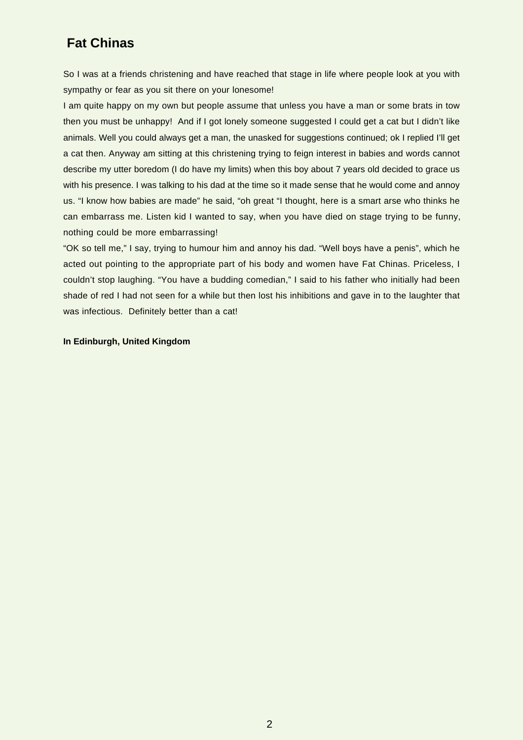## Fat Chinas

So I was at a friends christening and have reached that stage in life where people look at you with sympathy or fear as you sit there on your lonesome!

I am quite happy on my own but people assume that unless you have a man or some brats in tow then you must be unhappy! And if I got lonely someone suggested I could get a cat but I didn't like animals. Well you could always get a man, the unasked for suggestions continued; ok I replied I'll get a cat then. Anyway am sitting at this christening trying to feign interest in babies and words cannot describe my utter boredom (I do have my limits) when this boy about 7 years old decided to grace us with his presence. I was talking to his dad at the time so it made sense that he would come and annoy us. "I know how babies are made" he said, "oh great "I thought, here is a smart arse who thinks he can embarrass me. Listen kid I wanted to say, when you have died on stage trying to be funny, nothing could be more embarrassing!

"OK so tell me," I say, trying to humour him and annoy his dad. "Well boys have a penis", which he acted out pointing to the appropriate part of his body and women have Fat Chinas. Priceless, I couldn't stop laughing. "You have a budding comedian," I said to his father who initially had been shade of red I had not seen for a while but then lost his inhibitions and gave in to the laughter that was infectious. Definitely better than a cat!

**In Edinburgh, United Kingdom**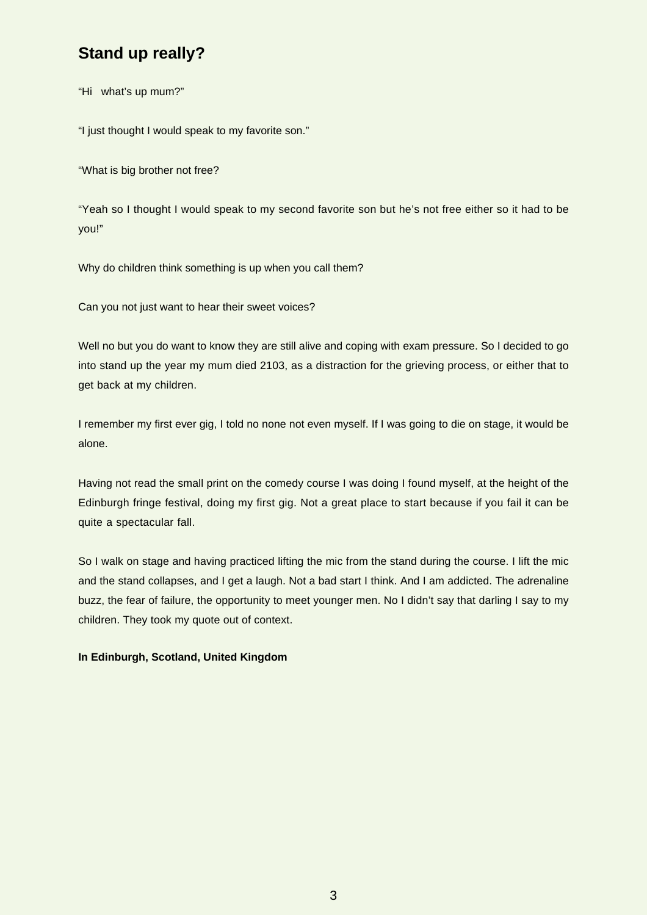## Stand up really?

"Hi   what's up mum?"

"I just thought I would speak to my favorite son."

"What is big brother not free?

"Yeah so I thought I would speak to my second favorite son but he's not free either so it had to be you!"

Why do children think something is up when you call them?

Can you not just want to hear their sweet voices?

Well no but you do want to know they are still alive and coping with exam pressure. So I decided to go into stand up the year my mum died 2103, as a distraction for the grieving process, or either that to get back at my children.

I remember my first ever gig, I told no none not even myself. If I was going to die on stage, it would be alone.

Having not read the small print on the comedy course I was doing I found myself, at the height of the Edinburgh fringe festival, doing my first gig. Not a great place to start because if you fail it can be quite a spectacular fall.

So I walk on stage and having practiced lifting the mic from the stand during the course. I lift the mic and the stand collapses, and I get a laugh. Not a bad start I think. And I am addicted. The adrenaline buzz, the fear of failure, the opportunity to meet younger men. No I didn't say that darling I say to my children. They took my quote out of context.

**In Edinburgh, Scotland, United Kingdom**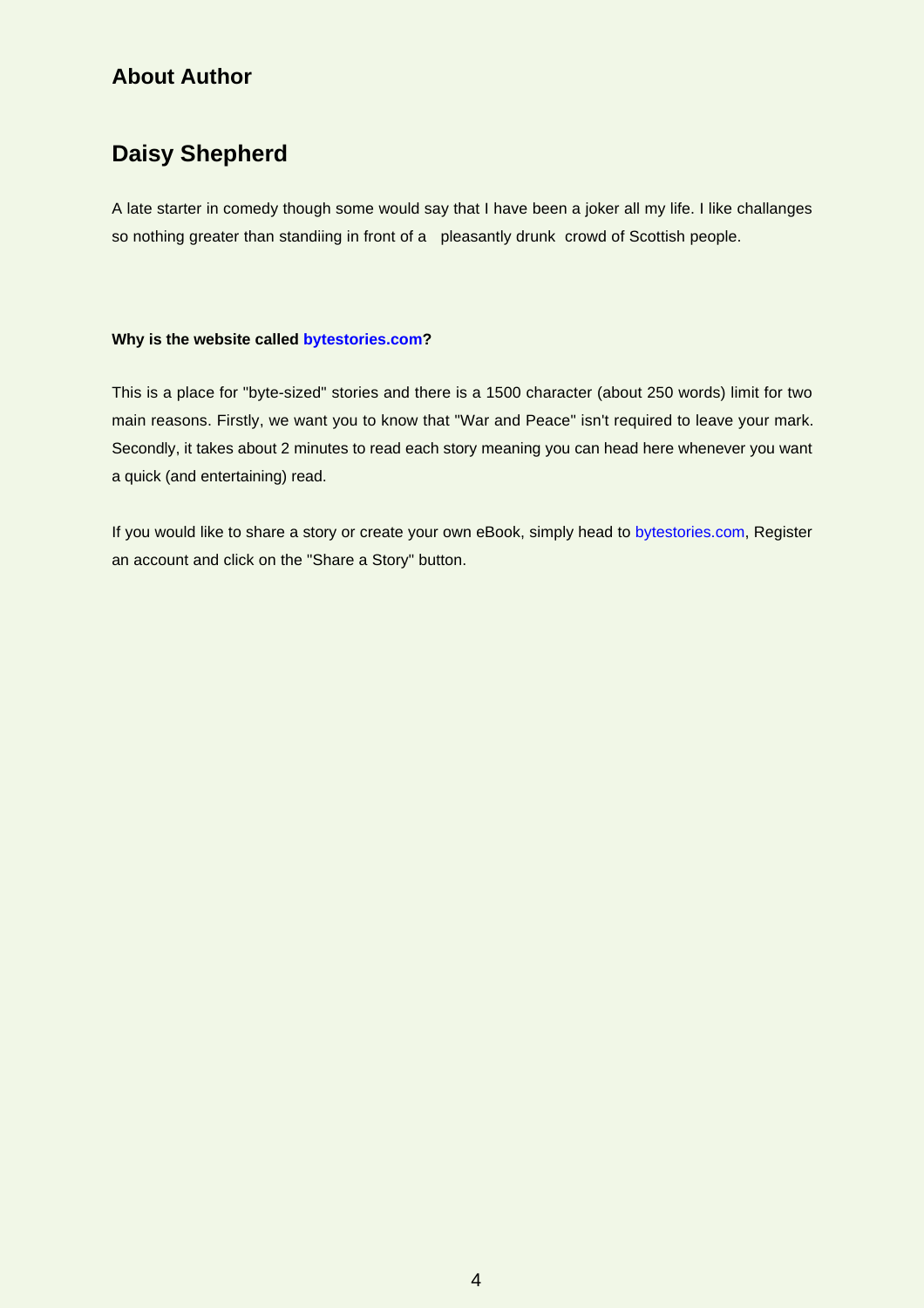## About Author

## Daisy Shepherd

A late starter in comedy though some would say that I have been a joker all my life. I like challanges so nothing greater than standiing in front of a pleasantly drunk crowd of Scottish people.

**Why is the website called bytestories.com?**

This is a place for "byte-sized" stories and there is a 1500 character (about 250 words) limit for two main reasons. Firstly, we want you to know that "War and Peace" isn't required to leave your mark. Secondly, it takes about 2 minutes to read each story meaning you can head here whenever you want a quick (and entertaining) read.

If you would like to share a story or create your own eBook, simply head to bytestories.com, Register an account and click on the "Share a Story" button.